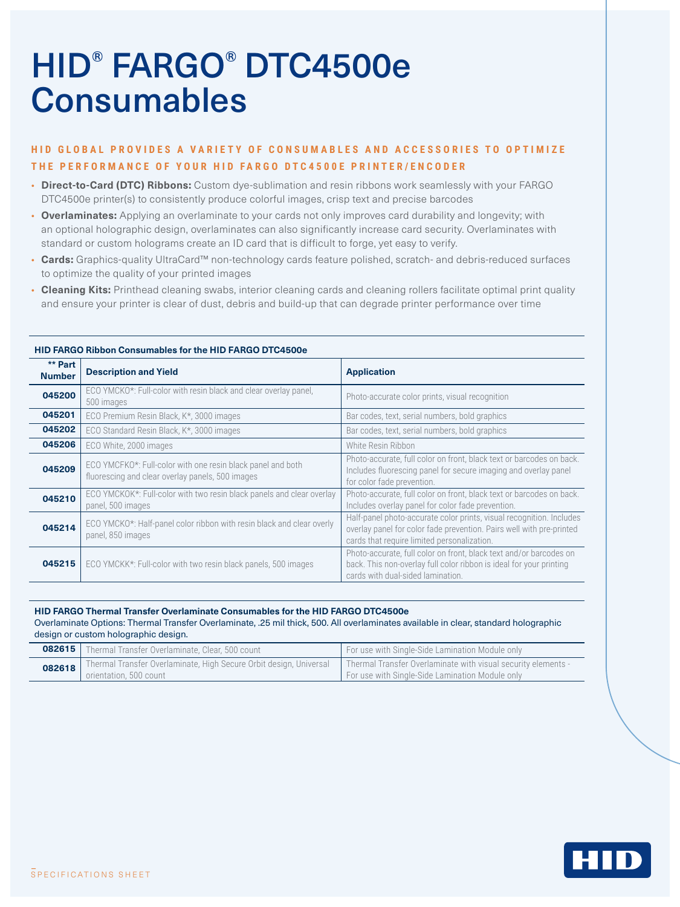# HID® FARGO® DTC4500e Consumables

## HID GLOBAL PROVIDES A VARIETY OF CONSUMABLES AND ACCESSORIES TO OPTIMIZE THE PERFORMANCE OF YOUR HID FARGO DTC4500E PRINTER/ENCODER

- **Direct-to-Card (DTC) Ribbons:** Custom dye-sublimation and resin ribbons work seamlessly with your FARGO DTC4500e printer(s) to consistently produce colorful images, crisp text and precise barcodes
- **Overlaminates:** Applying an overlaminate to your cards not only improves card durability and longevity; with an optional holographic design, overlaminates can also significantly increase card security. Overlaminates with standard or custom holograms create an ID card that is difficult to forge, yet easy to verify.
- **Cards:** Graphics-quality UltraCard™ non-technology cards feature polished, scratch- and debris-reduced surfaces to optimize the quality of your printed images
- **Cleaning Kits:** Printhead cleaning swabs, interior cleaning cards and cleaning rollers facilitate optimal print quality and ensure your printer is clear of dust, debris and build-up that can degrade printer performance over time

**HID FARGO Ribbon Consumables for the HID FARGO DTC4500e**

| ** Part Number | Description and Yield | Application |
|---|---|---|
| **045200** | ECO YMCKO*: Full-color with resin black and clear overlay panel, 500 images | Photo-accurate color prints, visual recognition |
| **045201** | ECO Premium Resin Black, K*, 3000 images | Bar codes, text, serial numbers, bold graphics |
| **045202** | ECO Standard Resin Black, K*, 3000 images | Bar codes, text, serial numbers, bold graphics |
| **045206** | ECO White, 2000 images | White Resin Ribbon |
| **045209** | ECO YMCFKO*: Full-color with one resin black panel and both fluorescing and clear overlay panels, 500 images | Photo-accurate, full color on front, black text or barcodes on back. Includes fluorescing panel for secure imaging and overlay panel for color fade prevention. |
| **045210** | ECO YMCKOK*: Full-color with two resin black panels and clear overlay panel, 500 images | Photo-accurate, full color on front, black text or barcodes on back. Includes overlay panel for color fade prevention. |
| **045214** | ECO YMCKO*: Half-panel color ribbon with resin black and clear overly panel, 850 images | Half-panel photo-accurate color prints, visual recognition. Includes overlay panel for color fade prevention. Pairs well with pre-printed cards that require limited personalization. |
| **045215** | ECO YMCKK*: Full-color with two resin black panels, 500 images | Photo-accurate, full color on front, black text and/or barcodes on back. This non-overlay full color ribbon is ideal for your printing cards with dual-sided lamination. |

**HID FARGO Thermal Transfer Overlaminate Consumables for the HID FARGO DTC4500e**

Overlaminate Options: Thermal Transfer Overlaminate, .25 mil thick, 500. All overlaminates available in clear, standard holographic design or custom holographic design.

| | | |
|---|---|---|
| **082615** | Thermal Transfer Overlaminate, Clear, 500 count | For use with Single-Side Lamination Module only |
| **082618** | Thermal Transfer Overlaminate, High Secure Orbit design, Universal orientation, 500 count | Thermal Transfer Overlaminate with visual security elements - For use with Single-Side Lamination Module only |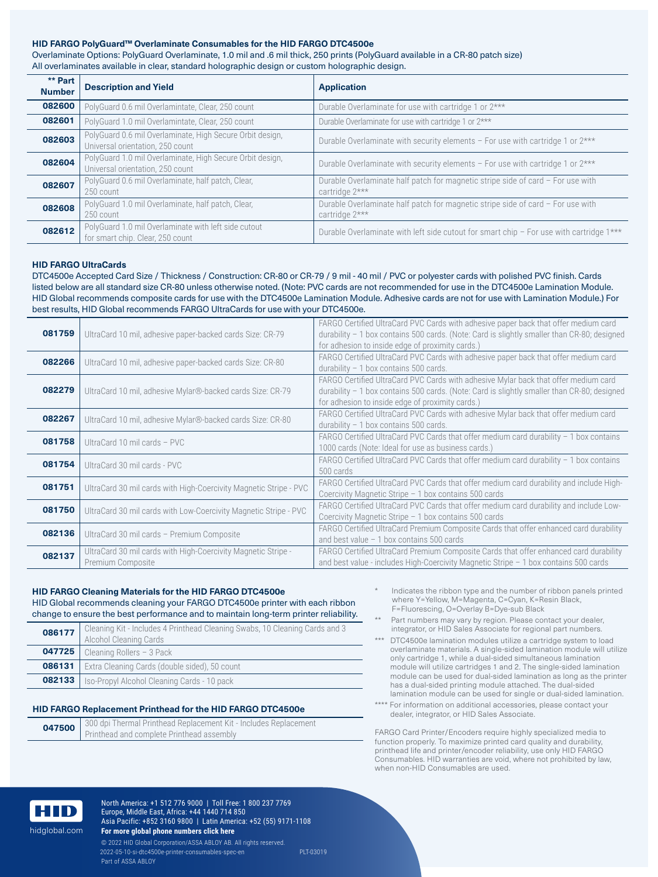### HID FARGO PolyGuard™ Overlaminate Consumables for the HID FARGO DTC4500e

Overlaminate Options: PolyGuard Overlaminate, 1.0 mil and .6 mil thick, 250 prints (PolyGuard available in a CR-80 patch size)
All overlaminates available in clear, standard holographic design or custom holographic design.

| ** Part Number | Description and Yield | Application |
|---|---|---|
| **082600** | PolyGuard 0.6 mil Overlamintate, Clear, 250 count | Durable Overlaminate for use with cartridge 1 or 2*** |
| **082601** | PolyGuard 1.0 mil Overlamintate, Clear, 250 count | Durable Overlaminate for use with cartridge 1 or 2*** |
| **082603** | PolyGuard 0.6 mil Overlaminate, High Secure Orbit design, Universal orientation, 250 count | Durable Overlaminate with security elements – For use with cartridge 1 or 2*** |
| **082604** | PolyGuard 1.0 mil Overlaminate, High Secure Orbit design, Universal orientation, 250 count | Durable Overlaminate with security elements – For use with cartridge 1 or 2*** |
| **082607** | PolyGuard 0.6 mil Overlaminate, half patch, Clear, 250 count | Durable Overlaminate half patch for magnetic stripe side of card – For use with cartridge 2*** |
| **082608** | PolyGuard 1.0 mil Overlaminate, half patch, Clear, 250 count | Durable Overlaminate half patch for magnetic stripe side of card – For use with cartridge 2*** |
| **082612** | PolyGuard 1.0 mil Overlaminate with left side cutout for smart chip. Clear, 250 count | Durable Overlaminate with left side cutout for smart chip – For use with cartridge 1*** |

### HID FARGO UltraCards

DTC4500e Accepted Card Size / Thickness / Construction: CR-80 or CR-79 / 9 mil - 40 mil / PVC or polyester cards with polished PVC finish. Cards listed below are all standard size CR-80 unless otherwise noted. (Note: PVC cards are not recommended for use in the DTC4500e Lamination Module. HID Global recommends composite cards for use with the DTC4500e Lamination Module. Adhesive cards are not for use with Lamination Module.) For best results, HID Global recommends FARGO UltraCards for use with your DTC4500e.

| | | |
|---|---|---|
| **081759** | UltraCard 10 mil, adhesive paper-backed cards Size: CR-79 | FARGO Certified UltraCard PVC Cards with adhesive paper back that offer medium card durability – 1 box contains 500 cards. (Note: Card is slightly smaller than CR-80; designed for adhesion to inside edge of proximity cards.) |
| **082266** | UltraCard 10 mil, adhesive paper-backed cards Size: CR-80 | FARGO Certified UltraCard PVC Cards with adhesive paper back that offer medium card durability – 1 box contains 500 cards. |
| **082279** | UltraCard 10 mil, adhesive Mylar®-backed cards Size: CR-79 | FARGO Certified UltraCard PVC Cards with adhesive Mylar back that offer medium card durability – 1 box contains 500 cards. (Note: Card is slightly smaller than CR-80; designed for adhesion to inside edge of proximity cards.) |
| **082267** | UltraCard 10 mil, adhesive Mylar®-backed cards Size: CR-80 | FARGO Certified UltraCard PVC Cards with adhesive Mylar back that offer medium card durability – 1 box contains 500 cards. |
| **081758** | UltraCard 10 mil cards – PVC | FARGO Certified UltraCard PVC Cards that offer medium card durability – 1 box contains 1000 cards (Note: Ideal for use as business cards.) |
| **081754** | UltraCard 30 mil cards - PVC | FARGO Certified UltraCard PVC Cards that offer medium card durability – 1 box contains 500 cards |
| **081751** | UltraCard 30 mil cards with High-Coercivity Magnetic Stripe - PVC | FARGO Certified UltraCard PVC Cards that offer medium card durability and include High-Coercivity Magnetic Stripe – 1 box contains 500 cards |
| **081750** | UltraCard 30 mil cards with Low-Coercivity Magnetic Stripe - PVC | FARGO Certified UltraCard PVC Cards that offer medium card durability and include Low-Coercivity Magnetic Stripe – 1 box contains 500 cards |
| **082136** | UltraCard 30 mil cards – Premium Composite | FARGO Certified UltraCard Premium Composite Cards that offer enhanced card durability and best value – 1 box contains 500 cards |
| **082137** | UltraCard 30 mil cards with High-Coercivity Magnetic Stripe - Premium Composite | FARGO Certified UltraCard Premium Composite Cards that offer enhanced card durability and best value - includes High-Coercivity Magnetic Stripe – 1 box contains 500 cards |

### HID FARGO Cleaning Materials for the HID FARGO DTC4500e

HID Global recommends cleaning your FARGO DTC4500e printer with each ribbon change to ensure the best performance and to maintain long-term printer reliability.

| | |
|---|---|
| **086177** | Cleaning Kit - Includes 4 Printhead Cleaning Swabs, 10 Cleaning Cards and 3 Alcohol Cleaning Cards |
| **047725** | Cleaning Rollers – 3 Pack |
| **086131** | Extra Cleaning Cards (double sided), 50 count |
| **082133** | Iso-Propyl Alcohol Cleaning Cards - 10 pack |

### HID FARGO Replacement Printhead for the HID FARGO DTC4500e

| | |
|---|---|
| **047500** | 300 dpi Thermal Printhead Replacement Kit - Includes Replacement Printhead and complete Printhead assembly |

\* Indicates the ribbon type and the number of ribbon panels printed where Y=Yellow, M=Magenta, C=Cyan, K=Resin Black, F=Fluorescing, O=Overlay B=Dye-sub Black

** Part numbers may vary by region. Please contact your dealer, integrator, or HID Sales Associate for regional part numbers.

*** DTC4500e lamination modules utilize a cartridge system to load overlaminate materials. A single-sided lamination module will utilize only cartridge 1, while a dual-sided simultaneous lamination module will utilize cartridges 1 and 2. The single-sided lamination module can be used for dual-sided lamination as long as the printer has a dual-sided printing module attached. The dual-sided lamination module can be used for single or dual-sided lamination.

**** For information on additional accessories, please contact your dealer, integrator, or HID Sales Associate.

FARGO Card Printer/Encoders require highly specialized media to function properly. To maximize printed card quality and durability, printhead life and printer/encoder reliability, use only HID FARGO Consumables. HID warranties are void, where not prohibited by law, when non-HID Consumables are used.

hidglobal.com

North America: +1 512 776 9000 | Toll Free: 1 800 237 7769
Europe, Middle East, Africa: +44 1440 714 850
Asia Pacific: +852 3160 9800 | Latin America: +52 (55) 9171-1108
**For more global phone numbers click here**

© 2022 HID Global Corporation/ASSA ABLOY AB. All rights reserved.
2022-05-10-si-dtc4500e-printer-consumables-spec-en PLT-03019
Part of ASSA ABLOY